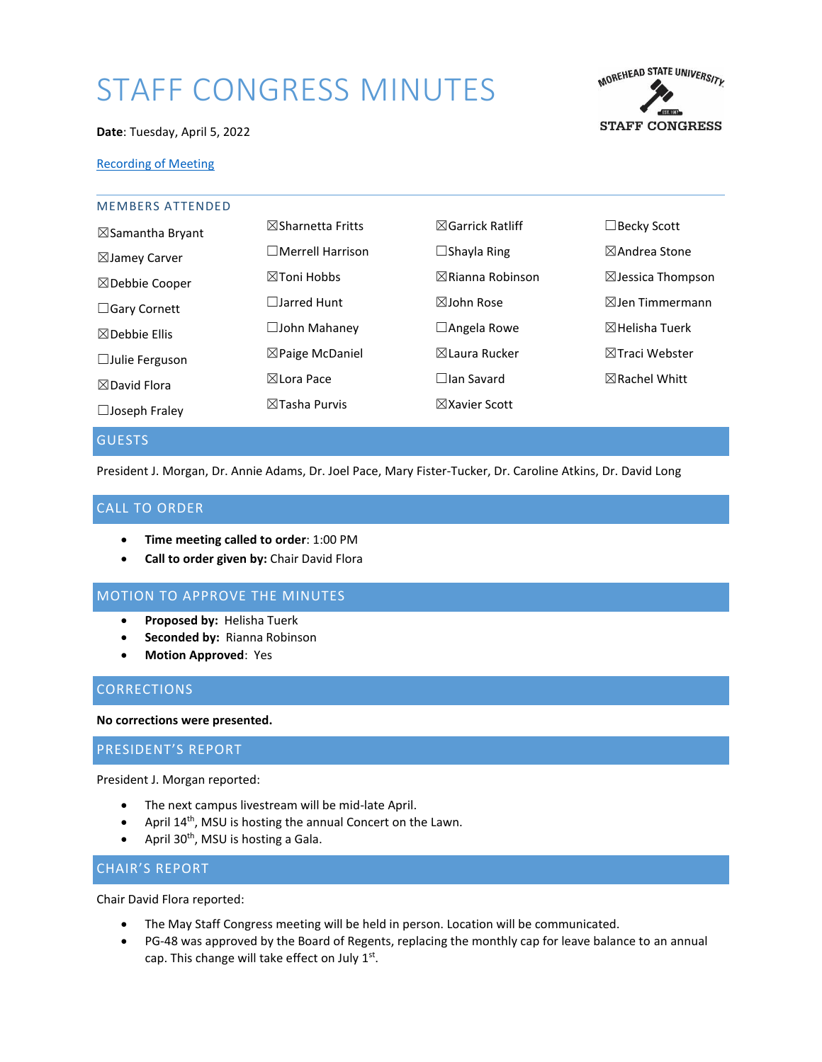# STAFF CONGRESS MINUTES

**Date**: Tuesday, April 5, 2022

[Recording of Meeting]

## MEMBERS ATTENDED

☒Samantha Bryant
☒Jamey Carver
☒Debbie Cooper
☐Gary Cornett
☒Debbie Ellis
☐Julie Ferguson
☒David Flora
☐Joseph Fraley
☒Sharnetta Fritts
☐Merrell Harrison
☒Toni Hobbs
☐Jarred Hunt
☐John Mahaney
☒Paige McDaniel
☒Lora Pace
☒Tasha Purvis
☒Garrick Ratliff
☐Shayla Ring
☒Rianna Robinson
☒John Rose
☐Angela Rowe
☒Laura Rucker
☐Ian Savard
☒Xavier Scott
☐Becky Scott
☒Andrea Stone
☒Jessica Thompson
☒Jen Timmermann
☒Helisha Tuerk
☒Traci Webster
☒Rachel Whitt

## GUESTS

President J. Morgan, Dr. Annie Adams, Dr. Joel Pace, Mary Fister-Tucker, Dr. Caroline Atkins, Dr. David Long

## CALL TO ORDER

- **Time meeting called to order**: 1:00 PM
- **Call to order given by:** Chair David Flora

## MOTION TO APPROVE THE MINUTES

- **Proposed by:** Helisha Tuerk
- **Seconded by:** Rianna Robinson
- **Motion Approved**: Yes

## CORRECTIONS

**No corrections were presented.**

## PRESIDENT'S REPORT

President J. Morgan reported:

- The next campus livestream will be mid-late April.
- April 14th, MSU is hosting the annual Concert on the Lawn.
- April 30th, MSU is hosting a Gala.

## CHAIR'S REPORT

Chair David Flora reported:

- The May Staff Congress meeting will be held in person. Location will be communicated.
- PG-48 was approved by the Board of Regents, replacing the monthly cap for leave balance to an annual cap. This change will take effect on July 1st.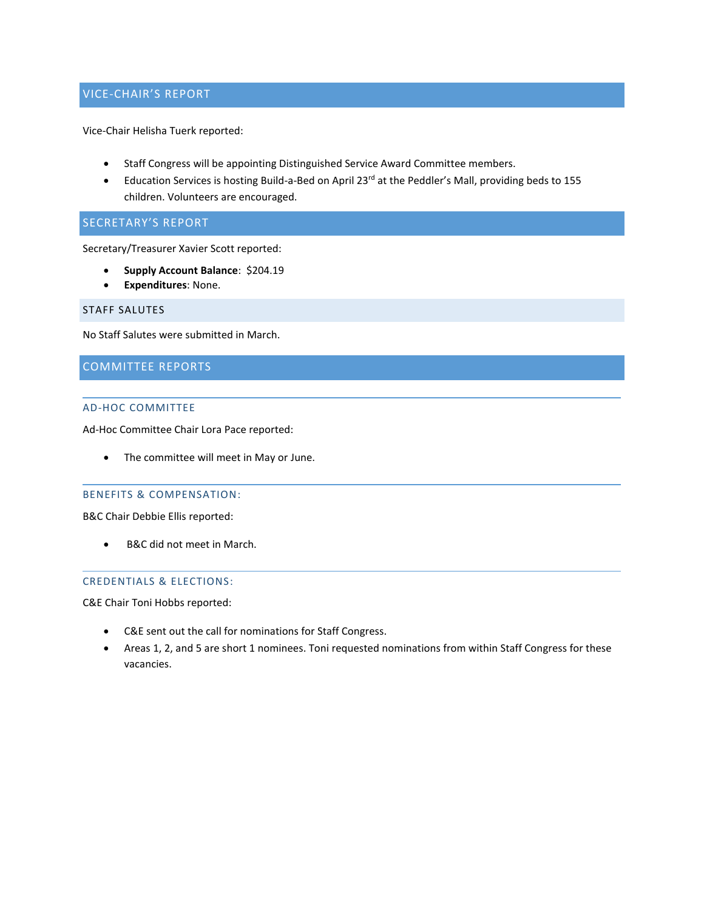## VICE-CHAIR'S REPORT

Vice-Chair Helisha Tuerk reported:

- Staff Congress will be appointing Distinguished Service Award Committee members.
- Education Services is hosting Build-a-Bed on April 23rd at the Peddler's Mall, providing beds to 155 children. Volunteers are encouraged.

## SECRETARY'S REPORT

Secretary/Treasurer Xavier Scott reported:

- **Supply Account Balance**: $204.19
- **Expenditures**: None.

### STAFF SALUTES

No Staff Salutes were submitted in March.

## COMMITTEE REPORTS

### AD-HOC COMMITTEE

Ad-Hoc Committee Chair Lora Pace reported:

- The committee will meet in May or June.

### BENEFITS & COMPENSATION:

B&C Chair Debbie Ellis reported:

- B&C did not meet in March.

### CREDENTIALS & ELECTIONS:

C&E Chair Toni Hobbs reported:

- C&E sent out the call for nominations for Staff Congress.
- Areas 1, 2, and 5 are short 1 nominees. Toni requested nominations from within Staff Congress for these vacancies.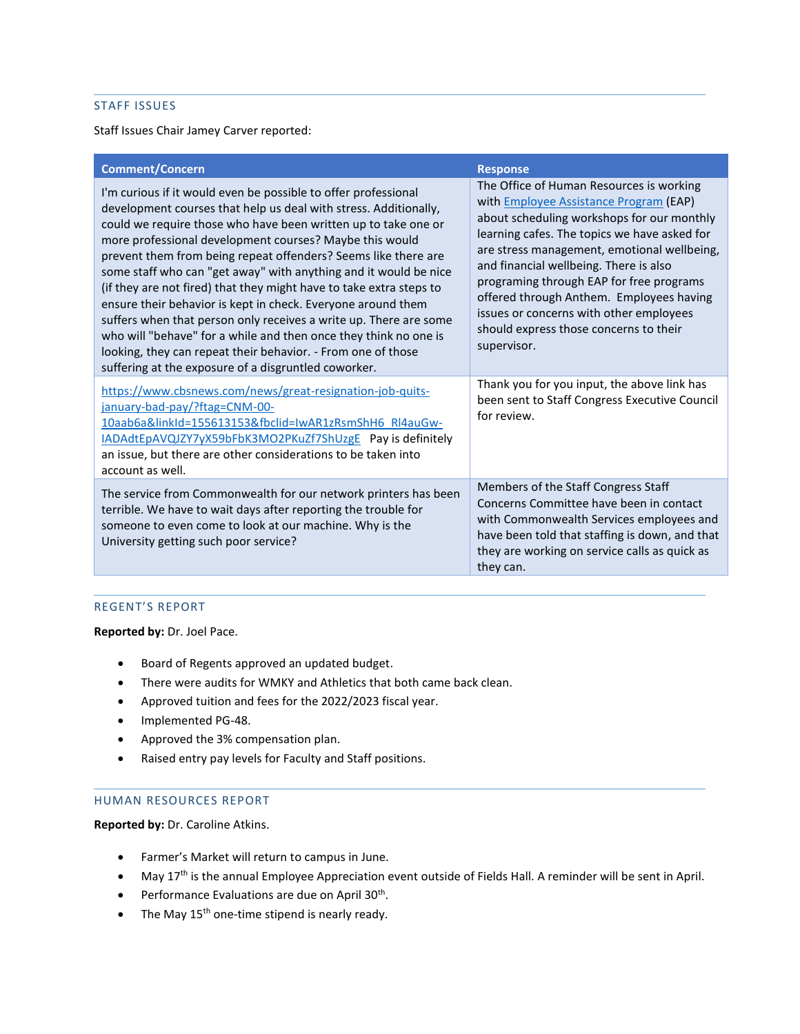## STAFF ISSUES

Staff Issues Chair Jamey Carver reported:

| Comment/Concern | Response |
|---|---|
| I'm curious if it would even be possible to offer professional development courses that help us deal with stress. Additionally, could we require those who have been written up to take one or more professional development courses? Maybe this would prevent them from being repeat offenders? Seems like there are some staff who can "get away" with anything and it would be nice (if they are not fired) that they might have to take extra steps to ensure their behavior is kept in check. Everyone around them suffers when that person only receives a write up. There are some who will "behave" for a while and then once they think no one is looking, they can repeat their behavior. - From one of those suffering at the exposure of a disgruntled coworker. | The Office of Human Resources is working with Employee Assistance Program (EAP) about scheduling workshops for our monthly learning cafes. The topics we have asked for are stress management, emotional wellbeing, and financial wellbeing. There is also programing through EAP for free programs offered through Anthem. Employees having issues or concerns with other employees should express those concerns to their supervisor. |
| https://www.cbsnews.com/news/great-resignation-job-quits-january-bad-pay/?ftag=CNM-00-10aab6a&linkId=155613153&fbclid=IwAR1zRsmShH6_Rl4auGw-lADAdtEpAVQJZY7yX59bFbK3MO2PKuZf7ShUzgE Pay is definitely an issue, but there are other considerations to be taken into account as well. | Thank you for you input, the above link has been sent to Staff Congress Executive Council for review. |
| The service from Commonwealth for our network printers has been terrible. We have to wait days after reporting the trouble for someone to even come to look at our machine. Why is the University getting such poor service? | Members of the Staff Congress Staff Concerns Committee have been in contact with Commonwealth Services employees and have been told that staffing is down, and that they are working on service calls as quick as they can. |

## REGENT'S REPORT

**Reported by:** Dr. Joel Pace.

- Board of Regents approved an updated budget.
- There were audits for WMKY and Athletics that both came back clean.
- Approved tuition and fees for the 2022/2023 fiscal year.
- Implemented PG-48.
- Approved the 3% compensation plan.
- Raised entry pay levels for Faculty and Staff positions.

## HUMAN RESOURCES REPORT

**Reported by:** Dr. Caroline Atkins.

- Farmer's Market will return to campus in June.
- May 17th is the annual Employee Appreciation event outside of Fields Hall. A reminder will be sent in April.
- Performance Evaluations are due on April 30th.
- The May 15th one-time stipend is nearly ready.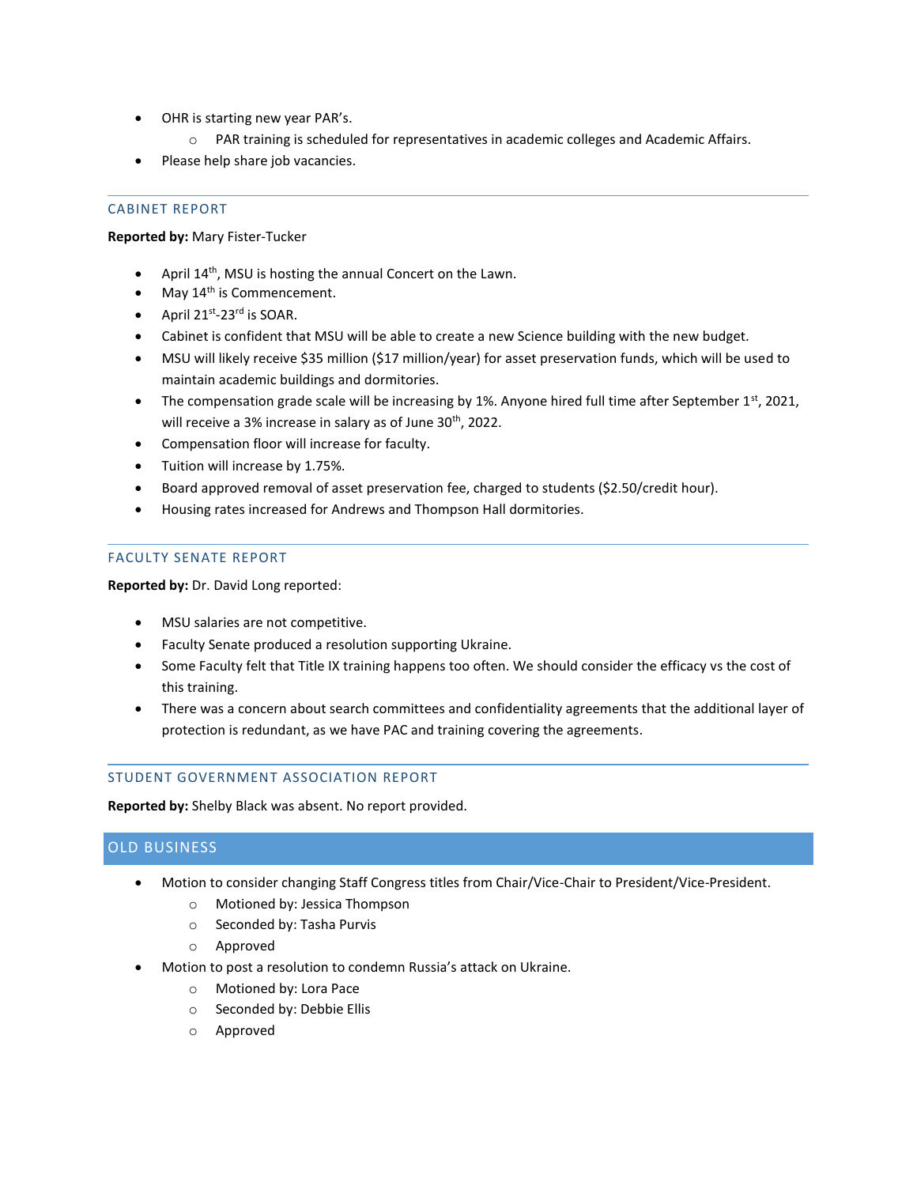- OHR is starting new year PAR's.
    - PAR training is scheduled for representatives in academic colleges and Academic Affairs.
- Please help share job vacancies.

## CABINET REPORT

**Reported by:** Mary Fister-Tucker

- April 14th, MSU is hosting the annual Concert on the Lawn.
- May 14th is Commencement.
- April 21st-23rd is SOAR.
- Cabinet is confident that MSU will be able to create a new Science building with the new budget.
- MSU will likely receive $35 million ($17 million/year) for asset preservation funds, which will be used to maintain academic buildings and dormitories.
- The compensation grade scale will be increasing by 1%. Anyone hired full time after September 1st, 2021, will receive a 3% increase in salary as of June 30th, 2022.
- Compensation floor will increase for faculty.
- Tuition will increase by 1.75%.
- Board approved removal of asset preservation fee, charged to students ($2.50/credit hour).
- Housing rates increased for Andrews and Thompson Hall dormitories.

## FACULTY SENATE REPORT

**Reported by:** Dr. David Long reported:

- MSU salaries are not competitive.
- Faculty Senate produced a resolution supporting Ukraine.
- Some Faculty felt that Title IX training happens too often. We should consider the efficacy vs the cost of this training.
- There was a concern about search committees and confidentiality agreements that the additional layer of protection is redundant, as we have PAC and training covering the agreements.

## STUDENT GOVERNMENT ASSOCIATION REPORT

**Reported by:** Shelby Black was absent. No report provided.

# OLD BUSINESS

- Motion to consider changing Staff Congress titles from Chair/Vice-Chair to President/Vice-President.
    - Motioned by: Jessica Thompson
    - Seconded by: Tasha Purvis
    - Approved
- Motion to post a resolution to condemn Russia's attack on Ukraine.
    - Motioned by: Lora Pace
    - Seconded by: Debbie Ellis
    - Approved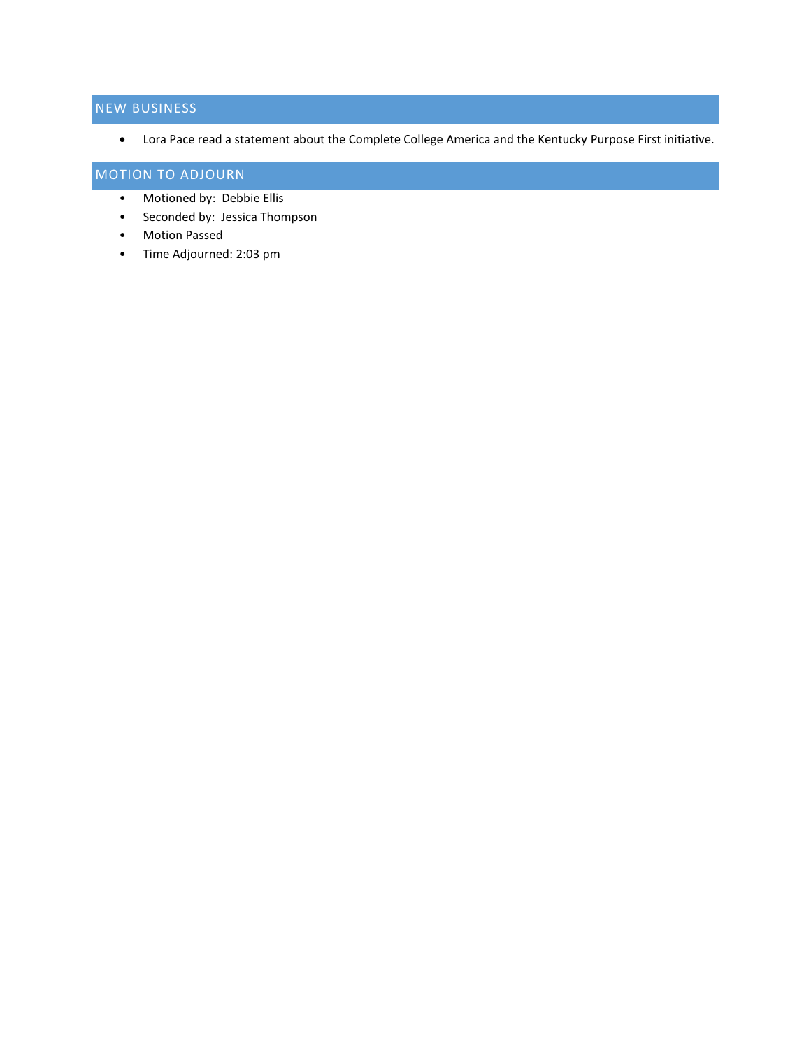## NEW BUSINESS

- Lora Pace read a statement about the Complete College America and the Kentucky Purpose First initiative.

## MOTION TO ADJOURN

- Motioned by: Debbie Ellis
- Seconded by: Jessica Thompson
- Motion Passed
- Time Adjourned: 2:03 pm